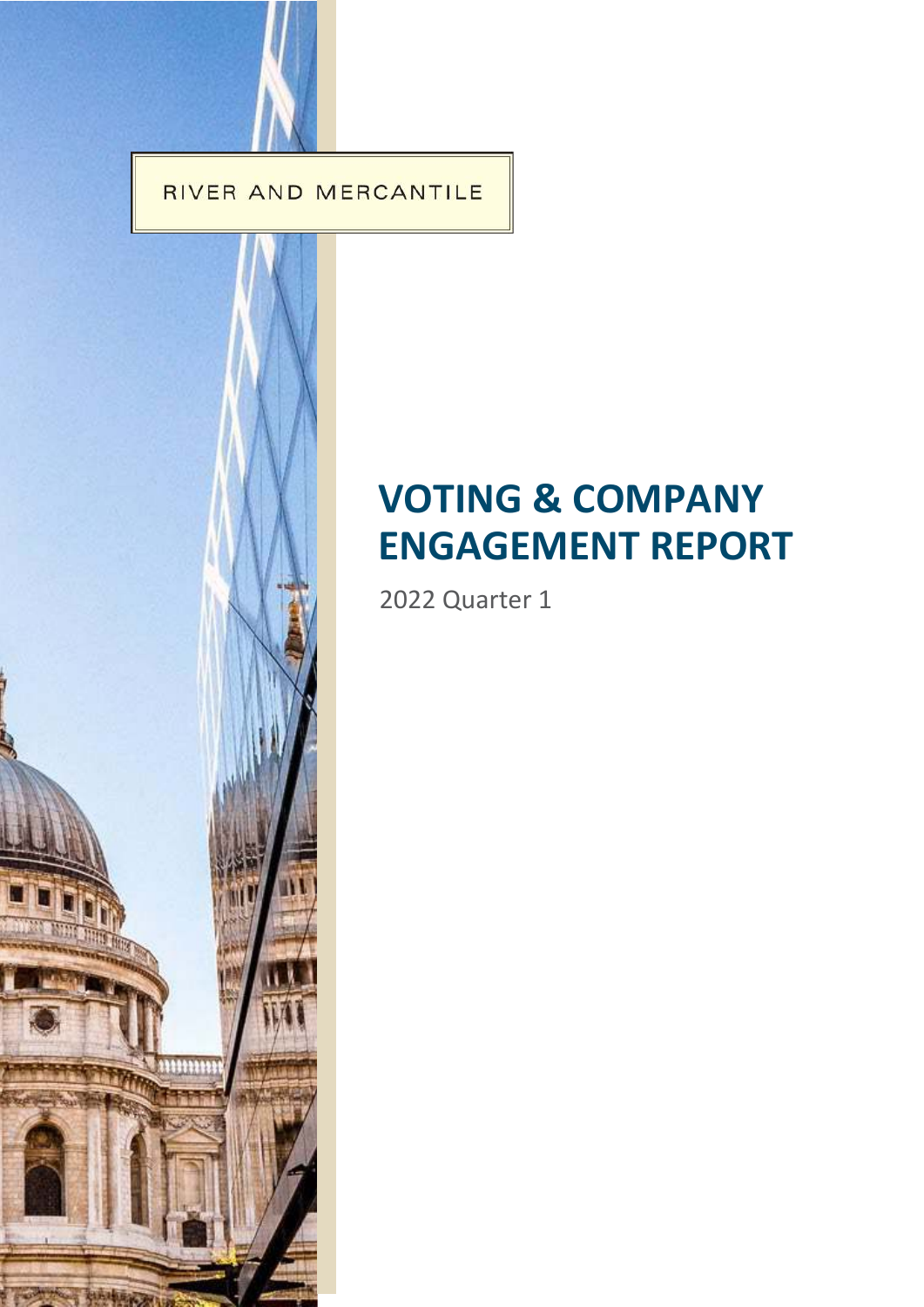RIVER AND MERCANTILE

# VOTING & COMPANY ENGAGEMENT REPORT

2022 Quarter 1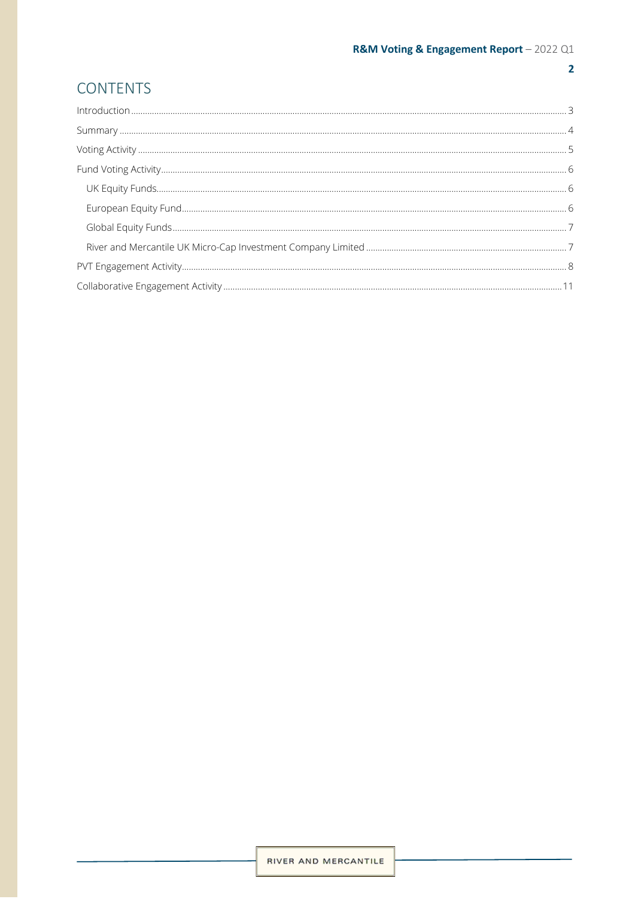# CONTENTS

- Introduction ... 3
- Summary ... 4
- Voting Activity ... 5
- Fund Voting Activity ... 6
  - UK Equity Funds ... 6
  - European Equity Fund ... 6
  - Global Equity Funds ... 7
  - River and Mercantile UK Micro-Cap Investment Company Limited ... 7
- PVT Engagement Activity ... 8
- Collaborative Engagement Activity ... 11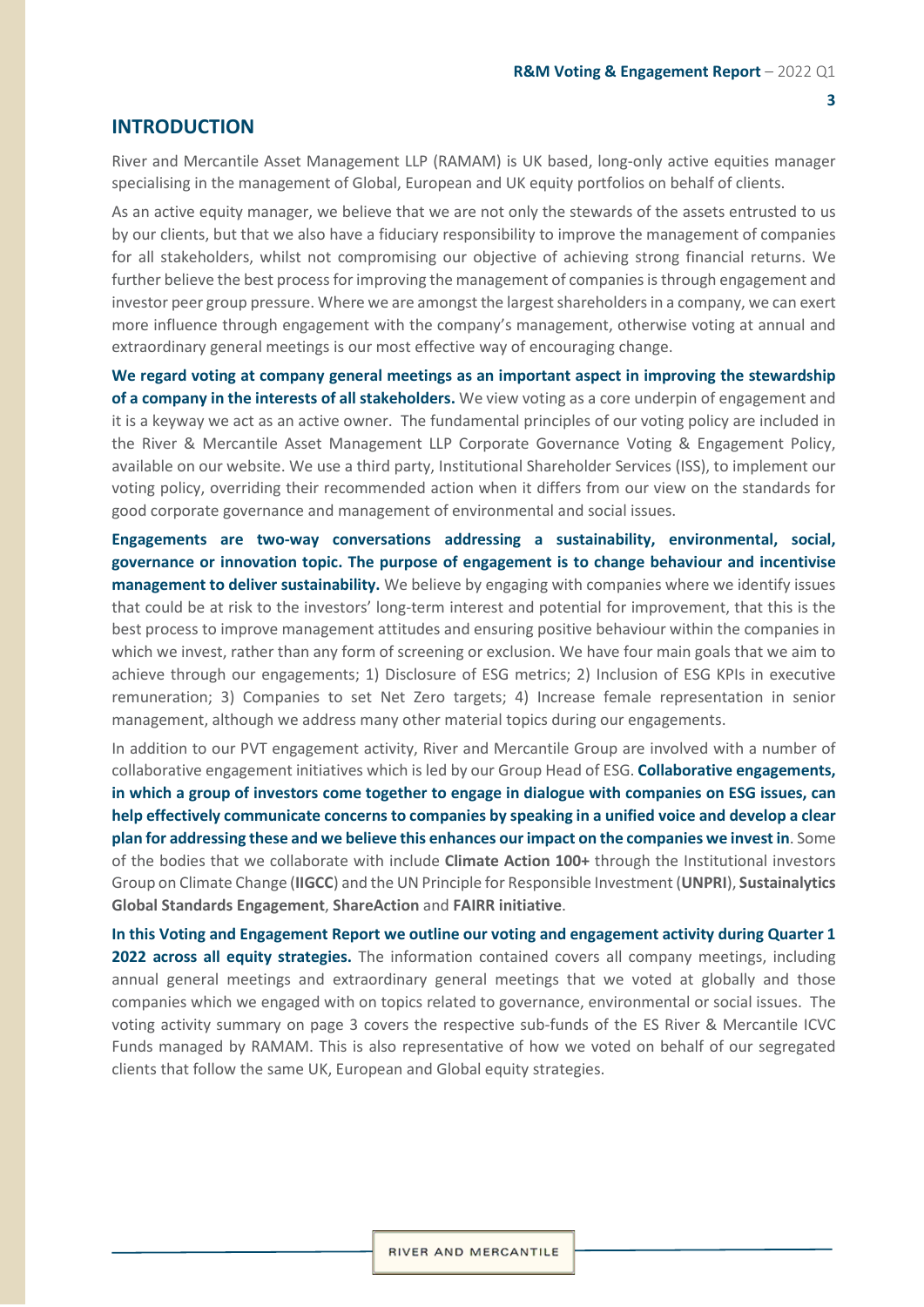## INTRODUCTION

River and Mercantile Asset Management LLP (RAMAM) is UK based, long-only active equities manager specialising in the management of Global, European and UK equity portfolios on behalf of clients.

As an active equity manager, we believe that we are not only the stewards of the assets entrusted to us by our clients, but that we also have a fiduciary responsibility to improve the management of companies for all stakeholders, whilst not compromising our objective of achieving strong financial returns. We further believe the best process for improving the management of companies is through engagement and investor peer group pressure. Where we are amongst the largest shareholders in a company, we can exert more influence through engagement with the company's management, otherwise voting at annual and extraordinary general meetings is our most effective way of encouraging change.

**We regard voting at company general meetings as an important aspect in improving the stewardship of a company in the interests of all stakeholders.** We view voting as a core underpin of engagement and it is a keyway we act as an active owner. The fundamental principles of our voting policy are included in the River & Mercantile Asset Management LLP Corporate Governance Voting & Engagement Policy, available on our website. We use a third party, Institutional Shareholder Services (ISS), to implement our voting policy, overriding their recommended action when it differs from our view on the standards for good corporate governance and management of environmental and social issues.

**Engagements are two-way conversations addressing a sustainability, environmental, social, governance or innovation topic. The purpose of engagement is to change behaviour and incentivise management to deliver sustainability.** We believe by engaging with companies where we identify issues that could be at risk to the investors' long-term interest and potential for improvement, that this is the best process to improve management attitudes and ensuring positive behaviour within the companies in which we invest, rather than any form of screening or exclusion. We have four main goals that we aim to achieve through our engagements; 1) Disclosure of ESG metrics; 2) Inclusion of ESG KPIs in executive remuneration; 3) Companies to set Net Zero targets; 4) Increase female representation in senior management, although we address many other material topics during our engagements.

In addition to our PVT engagement activity, River and Mercantile Group are involved with a number of collaborative engagement initiatives which is led by our Group Head of ESG. **Collaborative engagements, in which a group of investors come together to engage in dialogue with companies on ESG issues, can help effectively communicate concerns to companies by speaking in a unified voice and develop a clear plan for addressing these and we believe this enhances our impact on the companies we invest in**. Some of the bodies that we collaborate with include **Climate Action 100+** through the Institutional investors Group on Climate Change (**IIGCC**) and the UN Principle for Responsible Investment (**UNPRI**), **Sustainalytics Global Standards Engagement**, **ShareAction** and **FAIRR initiative**.

**In this Voting and Engagement Report we outline our voting and engagement activity during Quarter 1 2022 across all equity strategies.** The information contained covers all company meetings, including annual general meetings and extraordinary general meetings that we voted at globally and those companies which we engaged with on topics related to governance, environmental or social issues. The voting activity summary on page 3 covers the respective sub-funds of the ES River & Mercantile ICVC Funds managed by RAMAM. This is also representative of how we voted on behalf of our segregated clients that follow the same UK, European and Global equity strategies.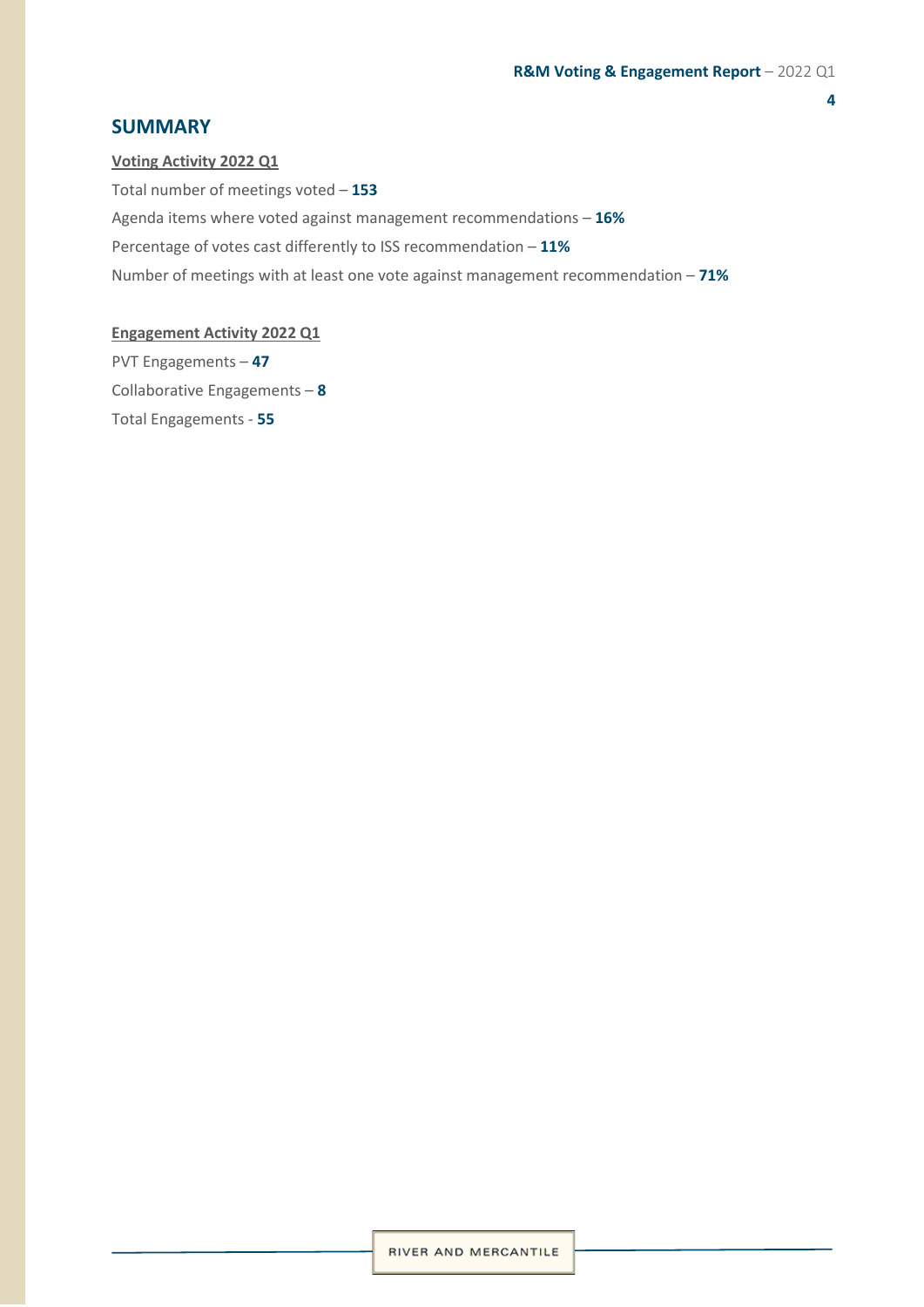## SUMMARY

**Voting Activity 2022 Q1**

Total number of meetings voted – **153**

Agenda items where voted against management recommendations – **16%**

Percentage of votes cast differently to ISS recommendation – **11%**

Number of meetings with at least one vote against management recommendation – **71%**

**Engagement Activity 2022 Q1**

PVT Engagements – **47**

Collaborative Engagements – **8**

Total Engagements - **55**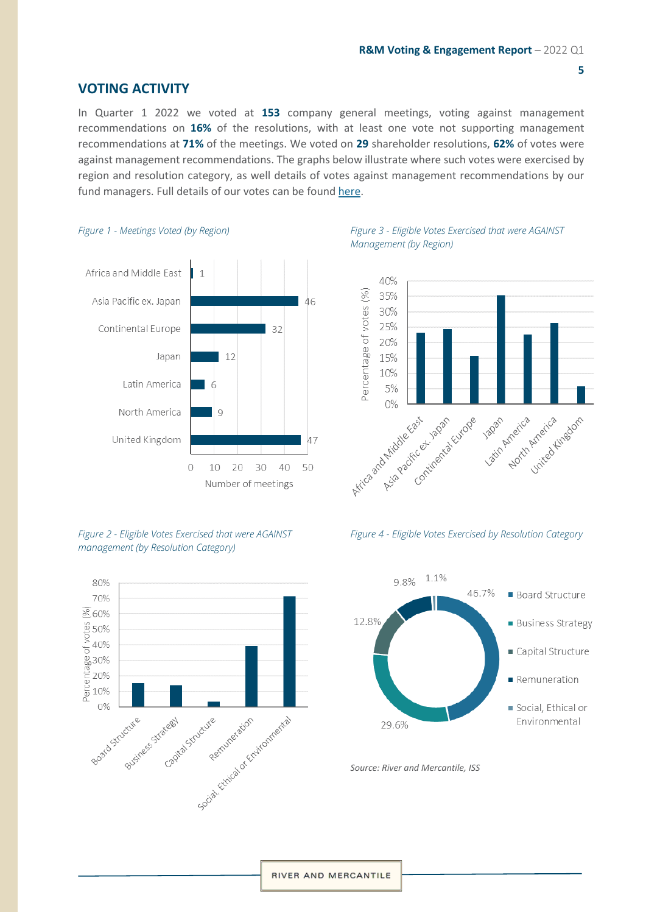## VOTING ACTIVITY

In Quarter 1 2022 we voted at **153** company general meetings, voting against management recommendations on **16%** of the resolutions, with at least one vote not supporting management recommendations at **71%** of the meetings. We voted on **29** shareholder resolutions, **62%** of votes were against management recommendations. The graphs below illustrate where such votes were exercised by region and resolution category, as well details of votes against management recommendations by our fund managers. Full details of our votes can be found here.

*Figure 1 - Meetings Voted (by Region)*

| Region | Number of meetings |
|---|---|
| Africa and Middle East | 1 |
| Asia Pacific ex. Japan | 46 |
| Continental Europe | 32 |
| Japan | 12 |
| Latin America | 6 |
| North America | 9 |
| United Kingdom | 47 |

*Figure 3 - Eligible Votes Exercised that were AGAINST Management (by Region)*

*Figure 2 - Eligible Votes Exercised that were AGAINST management (by Resolution Category)*

*Figure 4 - Eligible Votes Exercised by Resolution Category*

| Resolution Category | % |
|---|---|
| Board Structure | 46.7% |
| Business Strategy | 29.6% |
| Capital Structure | 12.8% |
| Remuneration | 9.8% |
| Social, Ethical or Environmental | 1.1% |

*Source: River and Mercantile, ISS*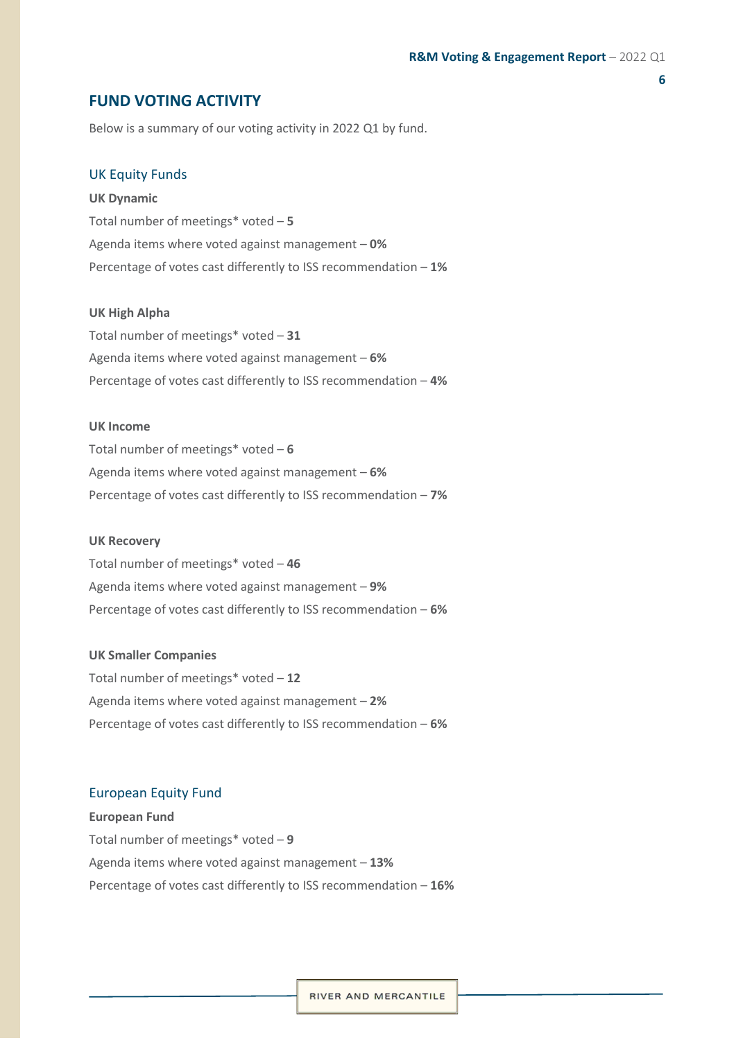## FUND VOTING ACTIVITY

Below is a summary of our voting activity in 2022 Q1 by fund.

### UK Equity Funds

**UK Dynamic**

Total number of meetings* voted – **5**

Agenda items where voted against management – **0%**

Percentage of votes cast differently to ISS recommendation – **1%**

**UK High Alpha**

Total number of meetings* voted – **31**

Agenda items where voted against management – **6%**

Percentage of votes cast differently to ISS recommendation – **4%**

**UK Income**

Total number of meetings* voted – **6**

Agenda items where voted against management – **6%**

Percentage of votes cast differently to ISS recommendation – **7%**

**UK Recovery**

Total number of meetings* voted – **46**

Agenda items where voted against management – **9%**

Percentage of votes cast differently to ISS recommendation – **6%**

**UK Smaller Companies**

Total number of meetings* voted – **12**

Agenda items where voted against management – **2%**

Percentage of votes cast differently to ISS recommendation – **6%**

### European Equity Fund

**European Fund**

Total number of meetings* voted – **9**

Agenda items where voted against management – **13%**

Percentage of votes cast differently to ISS recommendation – **16%**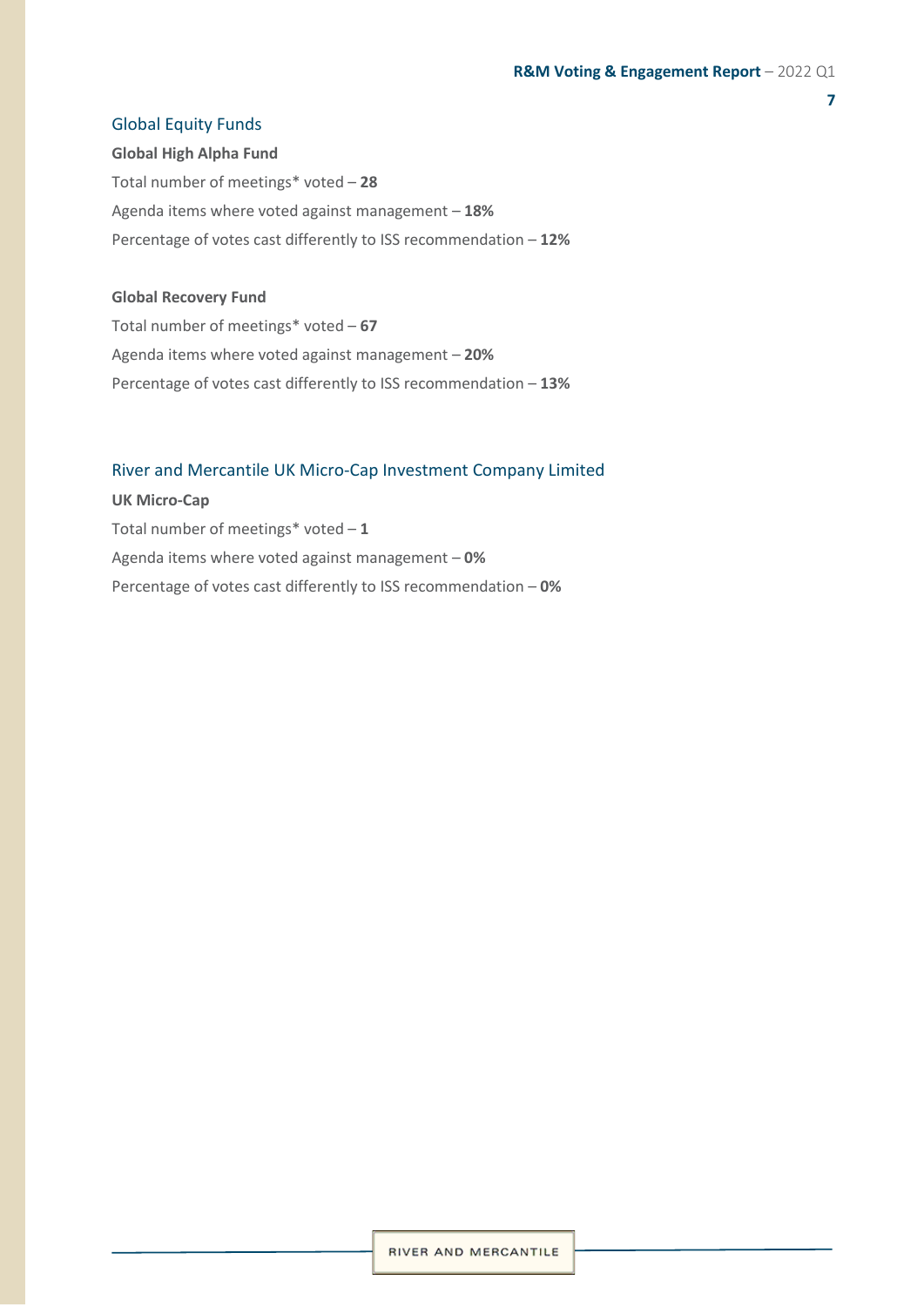## Global Equity Funds

**Global High Alpha Fund**

Total number of meetings* voted – **28**

Agenda items where voted against management – **18%**

Percentage of votes cast differently to ISS recommendation – **12%**

**Global Recovery Fund**

Total number of meetings* voted – **67**

Agenda items where voted against management – **20%**

Percentage of votes cast differently to ISS recommendation – **13%**

## River and Mercantile UK Micro-Cap Investment Company Limited

**UK Micro-Cap**

Total number of meetings* voted – **1**

Agenda items where voted against management – **0%**

Percentage of votes cast differently to ISS recommendation – **0%**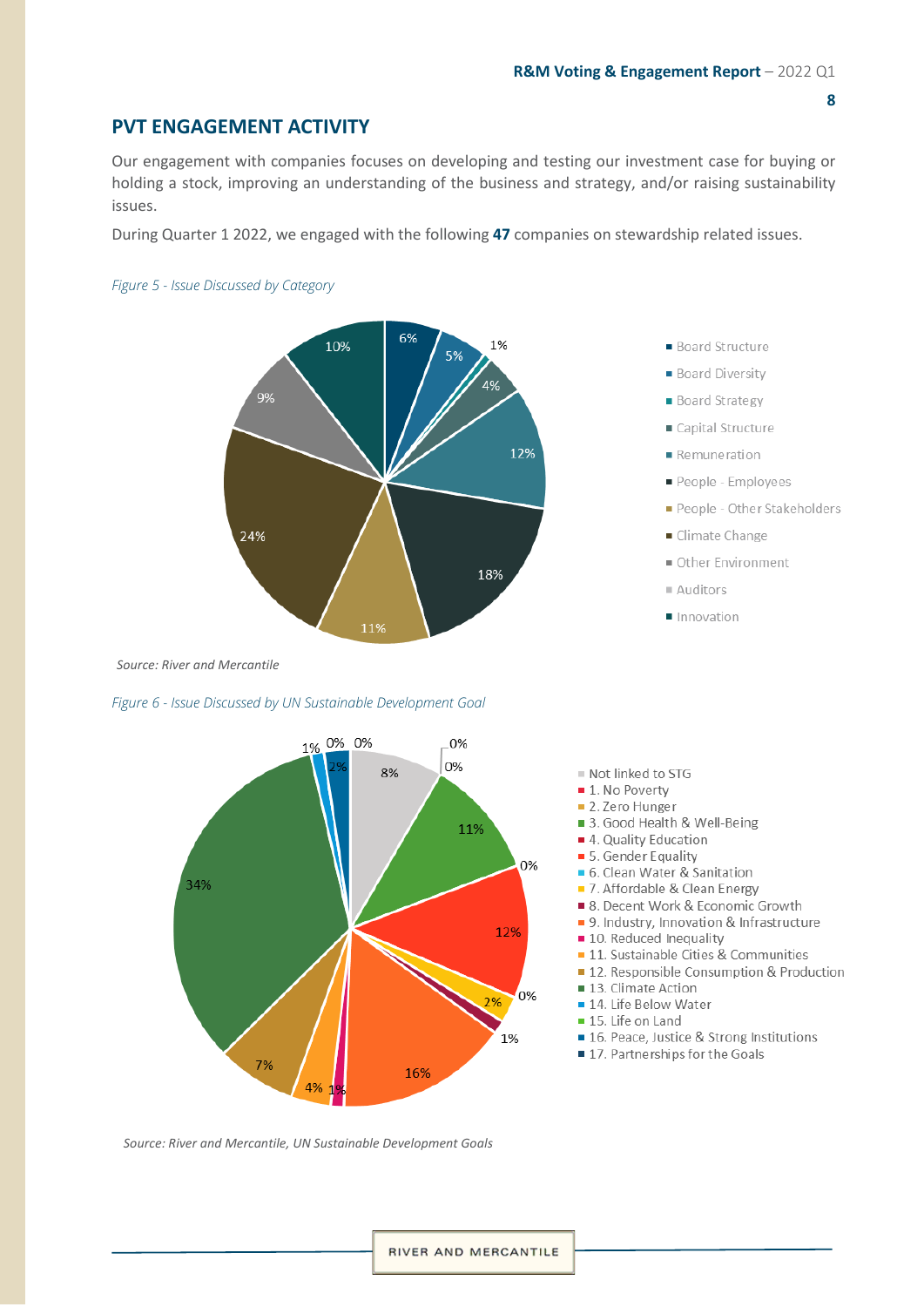## PVT ENGAGEMENT ACTIVITY

Our engagement with companies focuses on developing and testing our investment case for buying or holding a stock, improving an understanding of the business and strategy, and/or raising sustainability issues.

During Quarter 1 2022, we engaged with the following **47** companies on stewardship related issues.

*Figure 5 - Issue Discussed by Category*

| Category | % |
|---|---|
| Board Structure | 6% |
| Board Diversity | 5% |
| Board Strategy | 1% |
| Capital Structure | 4% |
| Remuneration | 12% |
| People - Employees | 18% |
| People - Other Stakeholders | 11% |
| Climate Change | 24% |
| Other Environment | 9% |
| Auditors | |
| Innovation | 10% |

*Source: River and Mercantile*

*Figure 6 - Issue Discussed by UN Sustainable Development Goal*

| Goal | % |
|---|---|
| Not linked to STG | 8% |
| 1. No Poverty | 0% |
| 2. Zero Hunger | 0% |
| 3. Good Health & Well-Being | 11% |
| 4. Quality Education | 0% |
| 5. Gender Equality | 12% |
| 6. Clean Water & Sanitation | 0% |
| 7. Affordable & Clean Energy | 2% |
| 8. Decent Work & Economic Growth | 1% |
| 9. Industry, Innovation & Infrastructure | 16% |
| 10. Reduced Inequality | 1% |
| 11. Sustainable Cities & Communities | 4% |
| 12. Responsible Consumption & Production | 7% |
| 13. Climate Action | 34% |
| 14. Life Below Water | 1% |
| 15. Life on Land | 0% |
| 16. Peace, Justice & Strong Institutions | 2% |
| 17. Partnerships for the Goals | 0% |

*Source: River and Mercantile, UN Sustainable Development Goals*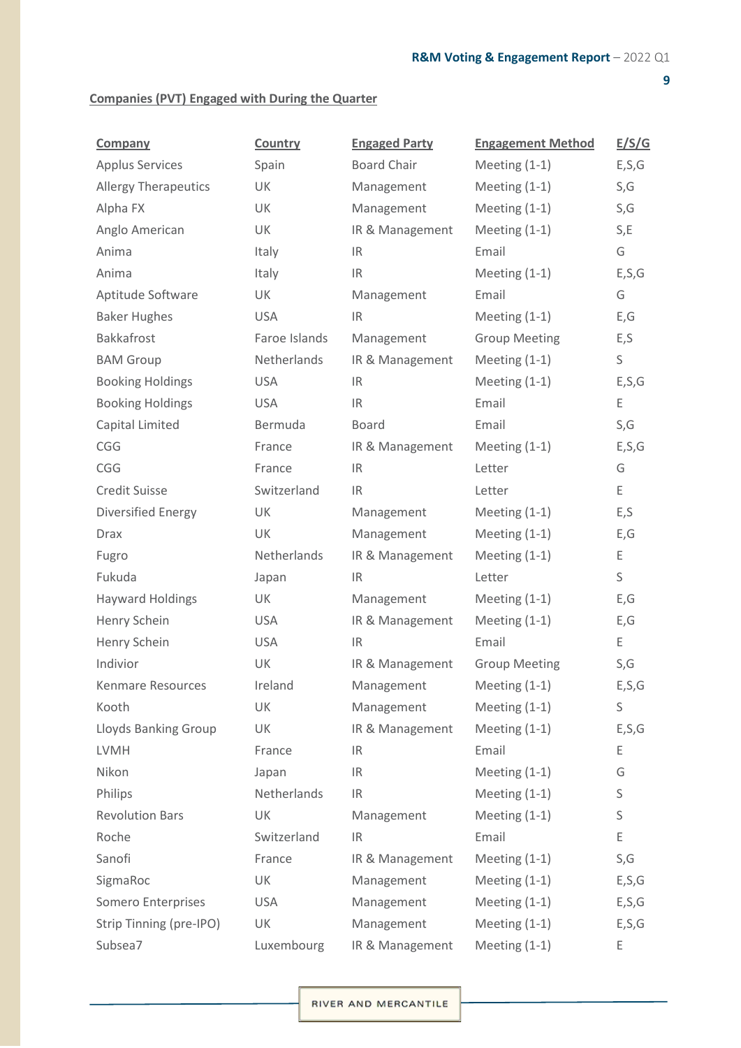**Companies (PVT) Engaged with During the Quarter**

| Company | Country | Engaged Party | Engagement Method | E/S/G |
|---|---|---|---|---|
| Applus Services | Spain | Board Chair | Meeting (1-1) | E,S,G |
| Allergy Therapeutics | UK | Management | Meeting (1-1) | S,G |
| Alpha FX | UK | Management | Meeting (1-1) | S,G |
| Anglo American | UK | IR & Management | Meeting (1-1) | S,E |
| Anima | Italy | IR | Email | G |
| Anima | Italy | IR | Meeting (1-1) | E,S,G |
| Aptitude Software | UK | Management | Email | G |
| Baker Hughes | USA | IR | Meeting (1-1) | E,G |
| Bakkafrost | Faroe Islands | Management | Group Meeting | E,S |
| BAM Group | Netherlands | IR & Management | Meeting (1-1) | S |
| Booking Holdings | USA | IR | Meeting (1-1) | E,S,G |
| Booking Holdings | USA | IR | Email | E |
| Capital Limited | Bermuda | Board | Email | S,G |
| CGG | France | IR & Management | Meeting (1-1) | E,S,G |
| CGG | France | IR | Letter | G |
| Credit Suisse | Switzerland | IR | Letter | E |
| Diversified Energy | UK | Management | Meeting (1-1) | E,S |
| Drax | UK | Management | Meeting (1-1) | E,G |
| Fugro | Netherlands | IR & Management | Meeting (1-1) | E |
| Fukuda | Japan | IR | Letter | S |
| Hayward Holdings | UK | Management | Meeting (1-1) | E,G |
| Henry Schein | USA | IR & Management | Meeting (1-1) | E,G |
| Henry Schein | USA | IR | Email | E |
| Indivior | UK | IR & Management | Group Meeting | S,G |
| Kenmare Resources | Ireland | Management | Meeting (1-1) | E,S,G |
| Kooth | UK | Management | Meeting (1-1) | S |
| Lloyds Banking Group | UK | IR & Management | Meeting (1-1) | E,S,G |
| LVMH | France | IR | Email | E |
| Nikon | Japan | IR | Meeting (1-1) | G |
| Philips | Netherlands | IR | Meeting (1-1) | S |
| Revolution Bars | UK | Management | Meeting (1-1) | S |
| Roche | Switzerland | IR | Email | E |
| Sanofi | France | IR & Management | Meeting (1-1) | S,G |
| SigmaRoc | UK | Management | Meeting (1-1) | E,S,G |
| Somero Enterprises | USA | Management | Meeting (1-1) | E,S,G |
| Strip Tinning (pre-IPO) | UK | Management | Meeting (1-1) | E,S,G |
| Subsea7 | Luxembourg | IR & Management | Meeting (1-1) | E |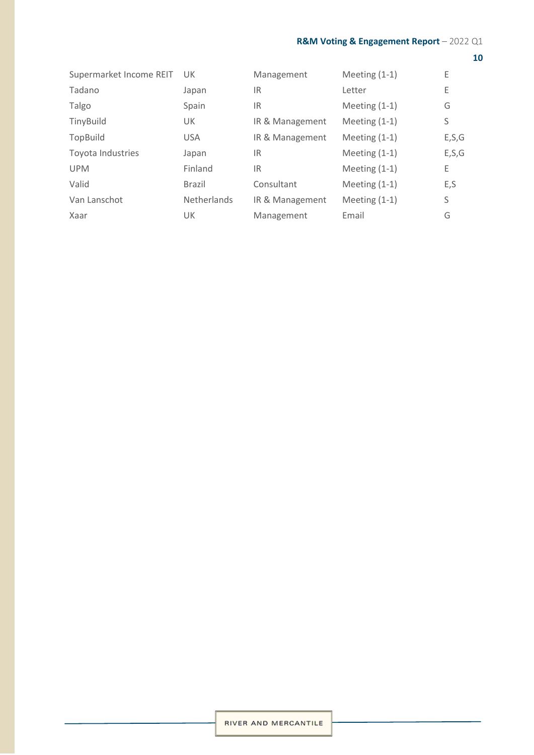| | | | | |
|---|---|---|---|---|
| Supermarket Income REIT | UK | Management | Meeting (1-1) | E |
| Tadano | Japan | IR | Letter | E |
| Talgo | Spain | IR | Meeting (1-1) | G |
| TinyBuild | UK | IR & Management | Meeting (1-1) | S |
| TopBuild | USA | IR & Management | Meeting (1-1) | E,S,G |
| Toyota Industries | Japan | IR | Meeting (1-1) | E,S,G |
| UPM | Finland | IR | Meeting (1-1) | E |
| Valid | Brazil | Consultant | Meeting (1-1) | E,S |
| Van Lanschot | Netherlands | IR & Management | Meeting (1-1) | S |
| Xaar | UK | Management | Email | G |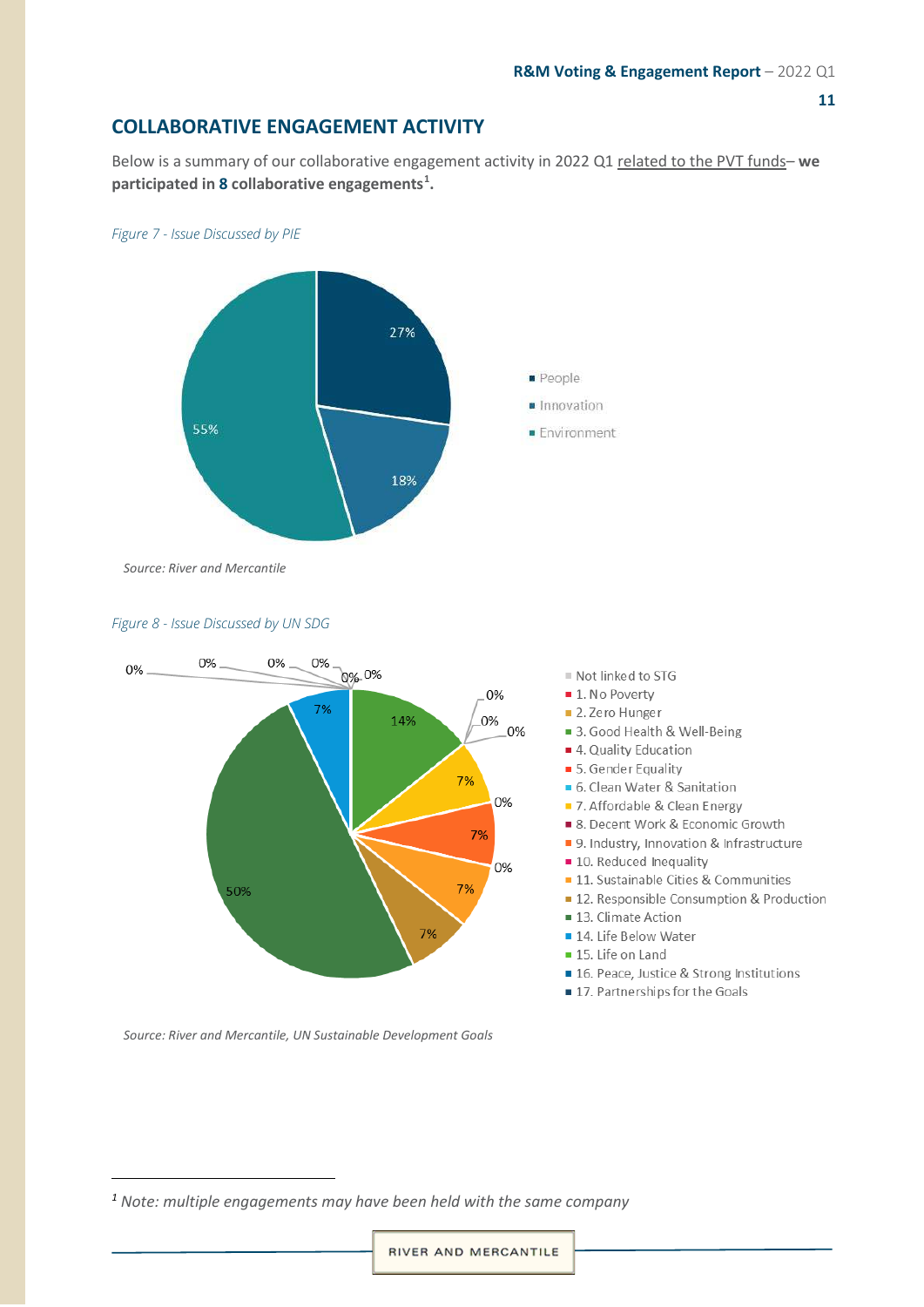## COLLABORATIVE ENGAGEMENT ACTIVITY

Below is a summary of our collaborative engagement activity in 2022 Q1 related to the PVT funds– **we participated in 8 collaborative engagements**[1]**.**

*Figure 7 - Issue Discussed by PIE*

*Source: River and Mercantile*

*Figure 8 - Issue Discussed by UN SDG*

*Source: River and Mercantile, UN Sustainable Development Goals*

[1] *Note: multiple engagements may have been held with the same company*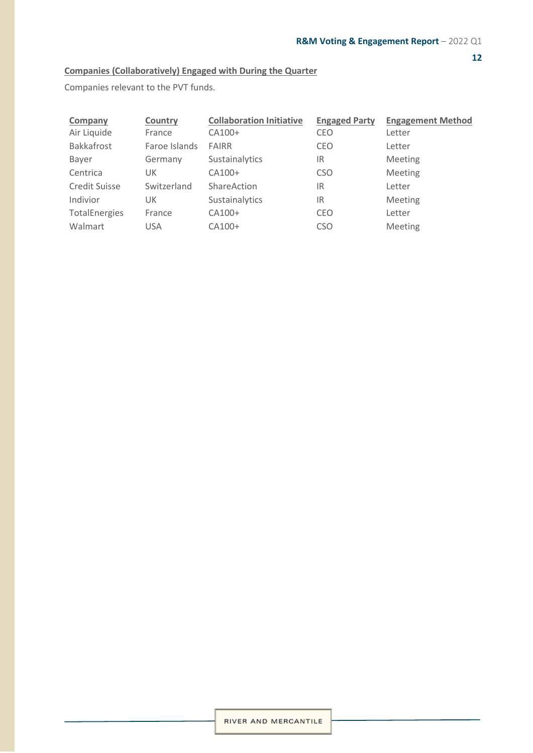**Companies (Collaboratively) Engaged with During the Quarter**

Companies relevant to the PVT funds.

| Company | Country | Collaboration Initiative | Engaged Party | Engagement Method |
|---|---|---|---|---|
| Air Liquide | France | CA100+ | CEO | Letter |
| Bakkafrost | Faroe Islands | FAIRR | CEO | Letter |
| Bayer | Germany | Sustainalytics | IR | Meeting |
| Centrica | UK | CA100+ | CSO | Meeting |
| Credit Suisse | Switzerland | ShareAction | IR | Letter |
| Indivior | UK | Sustainalytics | IR | Meeting |
| TotalEnergies | France | CA100+ | CEO | Letter |
| Walmart | USA | CA100+ | CSO | Meeting |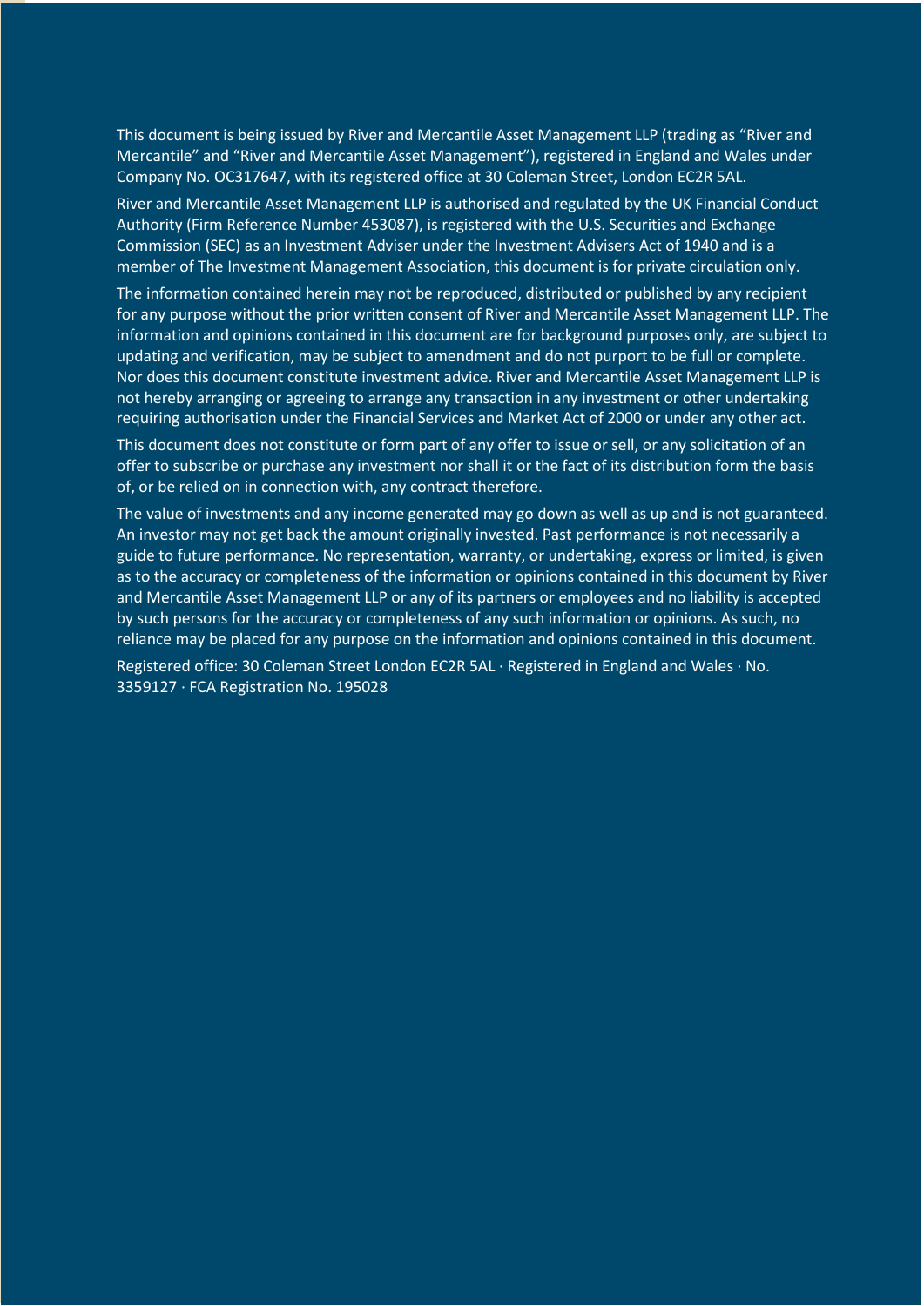This document is being issued by River and Mercantile Asset Management LLP (trading as "River and Mercantile" and "River and Mercantile Asset Management"), registered in England and Wales under Company No. OC317647, with its registered office at 30 Coleman Street, London EC2R 5AL.

River and Mercantile Asset Management LLP is authorised and regulated by the UK Financial Conduct Authority (Firm Reference Number 453087), is registered with the U.S. Securities and Exchange Commission (SEC) as an Investment Adviser under the Investment Advisers Act of 1940 and is a member of The Investment Management Association, this document is for private circulation only.

The information contained herein may not be reproduced, distributed or published by any recipient for any purpose without the prior written consent of River and Mercantile Asset Management LLP. The information and opinions contained in this document are for background purposes only, are subject to updating and verification, may be subject to amendment and do not purport to be full or complete. Nor does this document constitute investment advice. River and Mercantile Asset Management LLP is not hereby arranging or agreeing to arrange any transaction in any investment or other undertaking requiring authorisation under the Financial Services and Market Act of 2000 or under any other act.

This document does not constitute or form part of any offer to issue or sell, or any solicitation of an offer to subscribe or purchase any investment nor shall it or the fact of its distribution form the basis of, or be relied on in connection with, any contract therefore.

The value of investments and any income generated may go down as well as up and is not guaranteed. An investor may not get back the amount originally invested. Past performance is not necessarily a guide to future performance. No representation, warranty, or undertaking, express or limited, is given as to the accuracy or completeness of the information or opinions contained in this document by River and Mercantile Asset Management LLP or any of its partners or employees and no liability is accepted by such persons for the accuracy or completeness of any such information or opinions. As such, no reliance may be placed for any purpose on the information and opinions contained in this document.

Registered office: 30 Coleman Street London EC2R 5AL · Registered in England and Wales · No. 3359127 · FCA Registration No. 195028